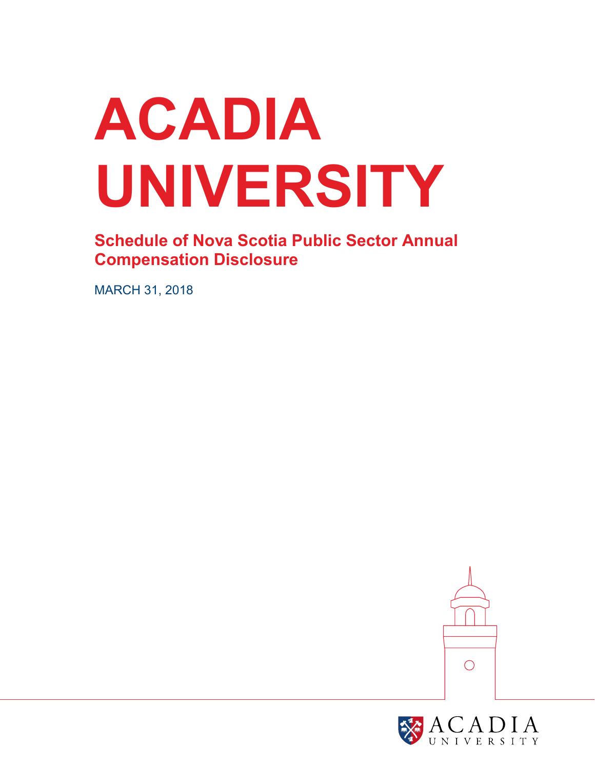# ACADIA UNIVERSITY

## Schedule of Nova Scotia Public Sector Annual Compensation Disclosure

MARCH 31, 2018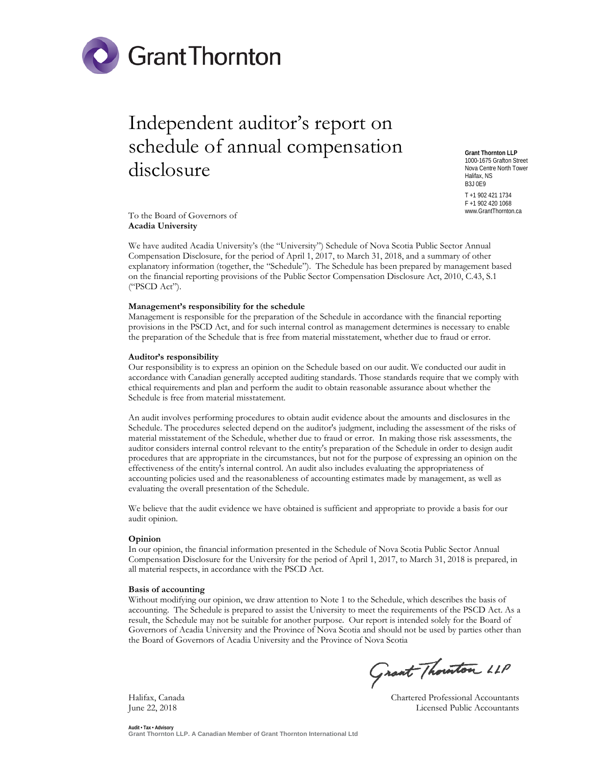# Independent auditor's report on schedule of annual compensation disclosure

**Grant Thornton LLP**
1000-1675 Grafton Street
Nova Centre North Tower
Halifax, NS
B3J 0E9

T +1 902 421 1734
F +1 902 420 1068
www.GrantThornton.ca

To the Board of Governors of
**Acadia University**

We have audited Acadia University's (the "University") Schedule of Nova Scotia Public Sector Annual Compensation Disclosure, for the period of April 1, 2017, to March 31, 2018, and a summary of other explanatory information (together, the "Schedule"). The Schedule has been prepared by management based on the financial reporting provisions of the Public Sector Compensation Disclosure Act, 2010, C.43, S.1 ("PSCD Act").

**Management's responsibility for the schedule**
Management is responsible for the preparation of the Schedule in accordance with the financial reporting provisions in the PSCD Act, and for such internal control as management determines is necessary to enable the preparation of the Schedule that is free from material misstatement, whether due to fraud or error.

**Auditor's responsibility**
Our responsibility is to express an opinion on the Schedule based on our audit. We conducted our audit in accordance with Canadian generally accepted auditing standards. Those standards require that we comply with ethical requirements and plan and perform the audit to obtain reasonable assurance about whether the Schedule is free from material misstatement.

An audit involves performing procedures to obtain audit evidence about the amounts and disclosures in the Schedule. The procedures selected depend on the auditor's judgment, including the assessment of the risks of material misstatement of the Schedule, whether due to fraud or error. In making those risk assessments, the auditor considers internal control relevant to the entity's preparation of the Schedule in order to design audit procedures that are appropriate in the circumstances, but not for the purpose of expressing an opinion on the effectiveness of the entity's internal control. An audit also includes evaluating the appropriateness of accounting policies used and the reasonableness of accounting estimates made by management, as well as evaluating the overall presentation of the Schedule.

We believe that the audit evidence we have obtained is sufficient and appropriate to provide a basis for our audit opinion.

**Opinion**
In our opinion, the financial information presented in the Schedule of Nova Scotia Public Sector Annual Compensation Disclosure for the University for the period of April 1, 2017, to March 31, 2018 is prepared, in all material respects, in accordance with the PSCD Act.

**Basis of accounting**
Without modifying our opinion, we draw attention to Note 1 to the Schedule, which describes the basis of accounting. The Schedule is prepared to assist the University to meet the requirements of the PSCD Act. As a result, the Schedule may not be suitable for another purpose. Our report is intended solely for the Board of Governors of Acadia University and the Province of Nova Scotia and should not be used by parties other than the Board of Governors of Acadia University and the Province of Nova Scotia

Grant Thornton LLP

Halifax, Canada
June 22, 2018

Chartered Professional Accountants
Licensed Public Accountants

Audit • Tax • Advisory
Grant Thornton LLP. A Canadian Member of Grant Thornton International Ltd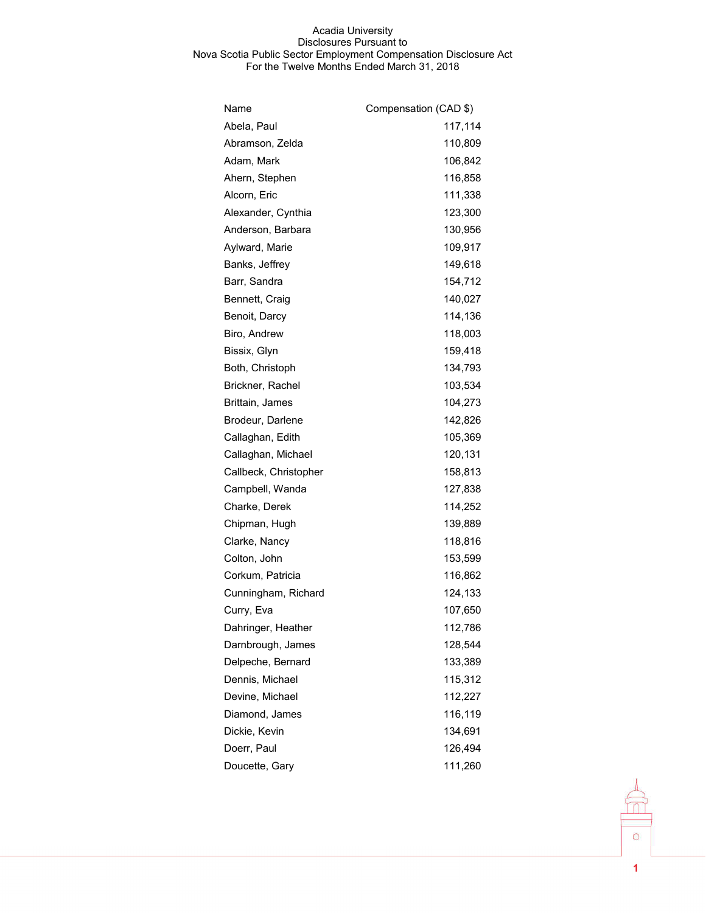Acadia University
Disclosures Pursuant to
Nova Scotia Public Sector Employment Compensation Disclosure Act
For the Twelve Months Ended March 31, 2018

| Name | Compensation (CAD $) |
|---|---|
| Abela, Paul | 117,114 |
| Abramson, Zelda | 110,809 |
| Adam, Mark | 106,842 |
| Ahern, Stephen | 116,858 |
| Alcorn, Eric | 111,338 |
| Alexander, Cynthia | 123,300 |
| Anderson, Barbara | 130,956 |
| Aylward, Marie | 109,917 |
| Banks, Jeffrey | 149,618 |
| Barr, Sandra | 154,712 |
| Bennett, Craig | 140,027 |
| Benoit, Darcy | 114,136 |
| Biro, Andrew | 118,003 |
| Bissix, Glyn | 159,418 |
| Both, Christoph | 134,793 |
| Brickner, Rachel | 103,534 |
| Brittain, James | 104,273 |
| Brodeur, Darlene | 142,826 |
| Callaghan, Edith | 105,369 |
| Callaghan, Michael | 120,131 |
| Callbeck, Christopher | 158,813 |
| Campbell, Wanda | 127,838 |
| Charke, Derek | 114,252 |
| Chipman, Hugh | 139,889 |
| Clarke, Nancy | 118,816 |
| Colton, John | 153,599 |
| Corkum, Patricia | 116,862 |
| Cunningham, Richard | 124,133 |
| Curry, Eva | 107,650 |
| Dahringer, Heather | 112,786 |
| Darnbrough, James | 128,544 |
| Delpeche, Bernard | 133,389 |
| Dennis, Michael | 115,312 |
| Devine, Michael | 112,227 |
| Diamond, James | 116,119 |
| Dickie, Kevin | 134,691 |
| Doerr, Paul | 126,494 |
| Doucette, Gary | 111,260 |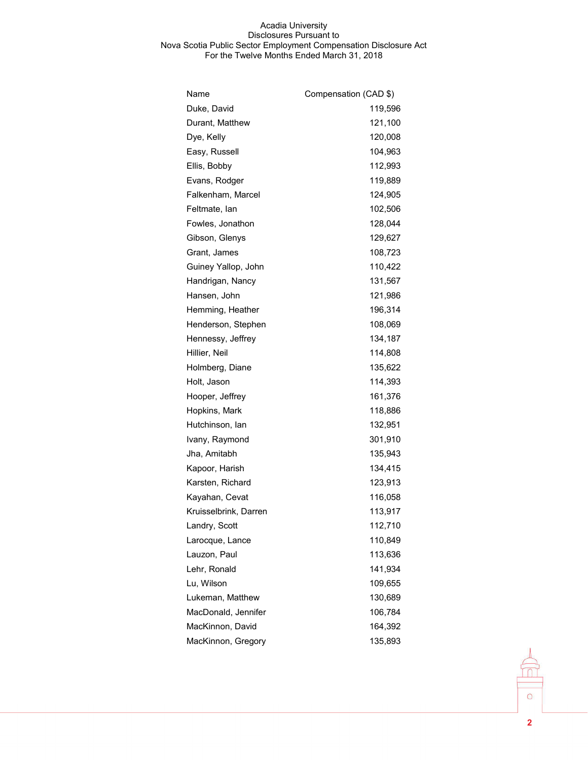Acadia University
Disclosures Pursuant to
Nova Scotia Public Sector Employment Compensation Disclosure Act
For the Twelve Months Ended March 31, 2018

| Name | Compensation (CAD $) |
|---|---|
| Duke, David | 119,596 |
| Durant, Matthew | 121,100 |
| Dye, Kelly | 120,008 |
| Easy, Russell | 104,963 |
| Ellis, Bobby | 112,993 |
| Evans, Rodger | 119,889 |
| Falkenham, Marcel | 124,905 |
| Feltmate, Ian | 102,506 |
| Fowles, Jonathon | 128,044 |
| Gibson, Glenys | 129,627 |
| Grant, James | 108,723 |
| Guiney Yallop, John | 110,422 |
| Handrigan, Nancy | 131,567 |
| Hansen, John | 121,986 |
| Hemming, Heather | 196,314 |
| Henderson, Stephen | 108,069 |
| Hennessy, Jeffrey | 134,187 |
| Hillier, Neil | 114,808 |
| Holmberg, Diane | 135,622 |
| Holt, Jason | 114,393 |
| Hooper, Jeffrey | 161,376 |
| Hopkins, Mark | 118,886 |
| Hutchinson, Ian | 132,951 |
| Ivany, Raymond | 301,910 |
| Jha, Amitabh | 135,943 |
| Kapoor, Harish | 134,415 |
| Karsten, Richard | 123,913 |
| Kayahan, Cevat | 116,058 |
| Kruisselbrink, Darren | 113,917 |
| Landry, Scott | 112,710 |
| Larocque, Lance | 110,849 |
| Lauzon, Paul | 113,636 |
| Lehr, Ronald | 141,934 |
| Lu, Wilson | 109,655 |
| Lukeman, Matthew | 130,689 |
| MacDonald, Jennifer | 106,784 |
| MacKinnon, David | 164,392 |
| MacKinnon, Gregory | 135,893 |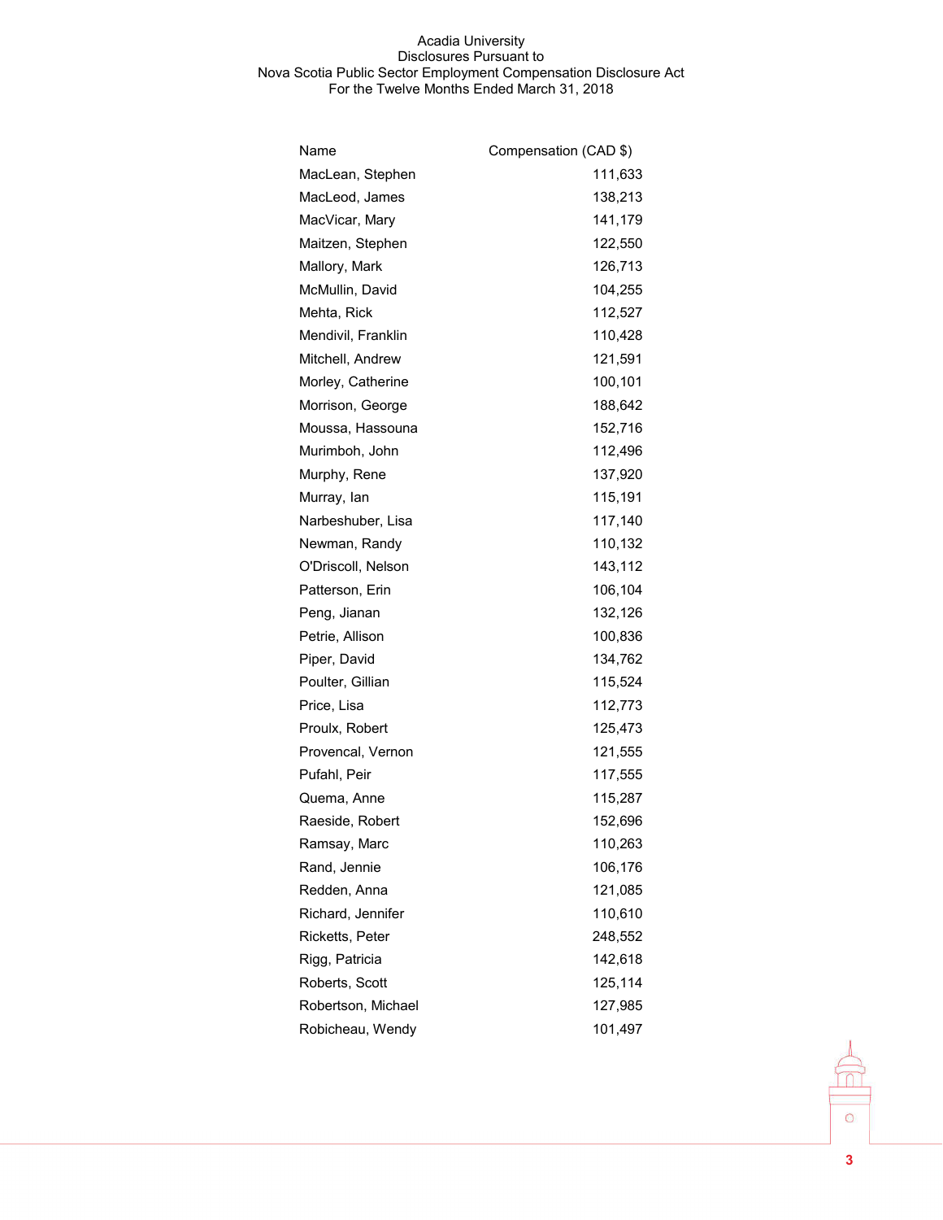Acadia University
Disclosures Pursuant to
Nova Scotia Public Sector Employment Compensation Disclosure Act
For the Twelve Months Ended March 31, 2018

| Name | Compensation (CAD $) |
| --- | --- |
| MacLean, Stephen | 111,633 |
| MacLeod, James | 138,213 |
| MacVicar, Mary | 141,179 |
| Maitzen, Stephen | 122,550 |
| Mallory, Mark | 126,713 |
| McMullin, David | 104,255 |
| Mehta, Rick | 112,527 |
| Mendivil, Franklin | 110,428 |
| Mitchell, Andrew | 121,591 |
| Morley, Catherine | 100,101 |
| Morrison, George | 188,642 |
| Moussa, Hassouna | 152,716 |
| Murimboh, John | 112,496 |
| Murphy, Rene | 137,920 |
| Murray, Ian | 115,191 |
| Narbeshuber, Lisa | 117,140 |
| Newman, Randy | 110,132 |
| O'Driscoll, Nelson | 143,112 |
| Patterson, Erin | 106,104 |
| Peng, Jianan | 132,126 |
| Petrie, Allison | 100,836 |
| Piper, David | 134,762 |
| Poulter, Gillian | 115,524 |
| Price, Lisa | 112,773 |
| Proulx, Robert | 125,473 |
| Provencal, Vernon | 121,555 |
| Pufahl, Peir | 117,555 |
| Quema, Anne | 115,287 |
| Raeside, Robert | 152,696 |
| Ramsay, Marc | 110,263 |
| Rand, Jennie | 106,176 |
| Redden, Anna | 121,085 |
| Richard, Jennifer | 110,610 |
| Ricketts, Peter | 248,552 |
| Rigg, Patricia | 142,618 |
| Roberts, Scott | 125,114 |
| Robertson, Michael | 127,985 |
| Robicheau, Wendy | 101,497 |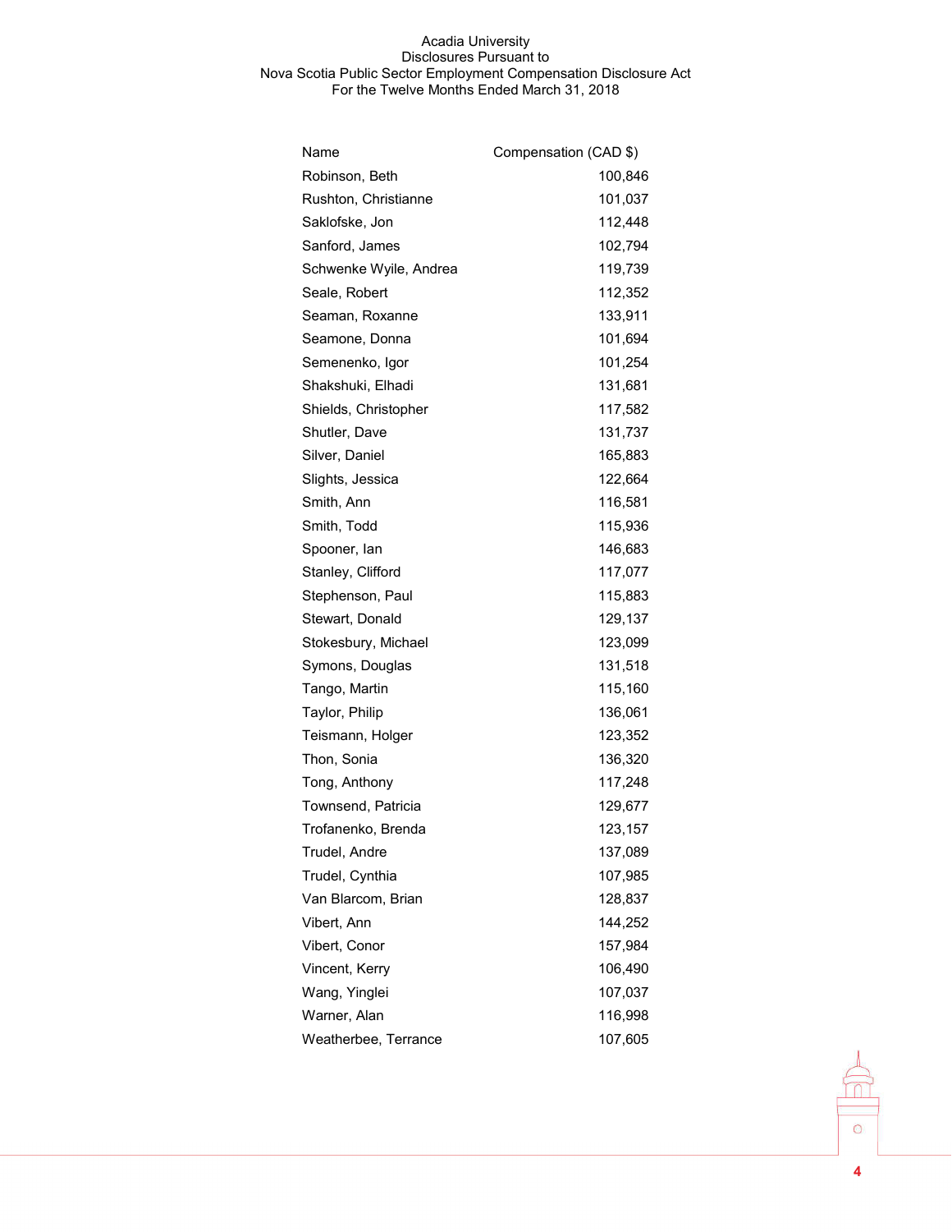Acadia University
Disclosures Pursuant to
Nova Scotia Public Sector Employment Compensation Disclosure Act
For the Twelve Months Ended March 31, 2018

| Name | Compensation (CAD $) |
| --- | --- |
| Robinson, Beth | 100,846 |
| Rushton, Christianne | 101,037 |
| Saklofske, Jon | 112,448 |
| Sanford, James | 102,794 |
| Schwenke Wyile, Andrea | 119,739 |
| Seale, Robert | 112,352 |
| Seaman, Roxanne | 133,911 |
| Seamone, Donna | 101,694 |
| Semenenko, Igor | 101,254 |
| Shakshuki, Elhadi | 131,681 |
| Shields, Christopher | 117,582 |
| Shutler, Dave | 131,737 |
| Silver, Daniel | 165,883 |
| Slights, Jessica | 122,664 |
| Smith, Ann | 116,581 |
| Smith, Todd | 115,936 |
| Spooner, Ian | 146,683 |
| Stanley, Clifford | 117,077 |
| Stephenson, Paul | 115,883 |
| Stewart, Donald | 129,137 |
| Stokesbury, Michael | 123,099 |
| Symons, Douglas | 131,518 |
| Tango, Martin | 115,160 |
| Taylor, Philip | 136,061 |
| Teismann, Holger | 123,352 |
| Thon, Sonia | 136,320 |
| Tong, Anthony | 117,248 |
| Townsend, Patricia | 129,677 |
| Trofanenko, Brenda | 123,157 |
| Trudel, Andre | 137,089 |
| Trudel, Cynthia | 107,985 |
| Van Blarcom, Brian | 128,837 |
| Vibert, Ann | 144,252 |
| Vibert, Conor | 157,984 |
| Vincent, Kerry | 106,490 |
| Wang, Yinglei | 107,037 |
| Warner, Alan | 116,998 |
| Weatherbee, Terrance | 107,605 |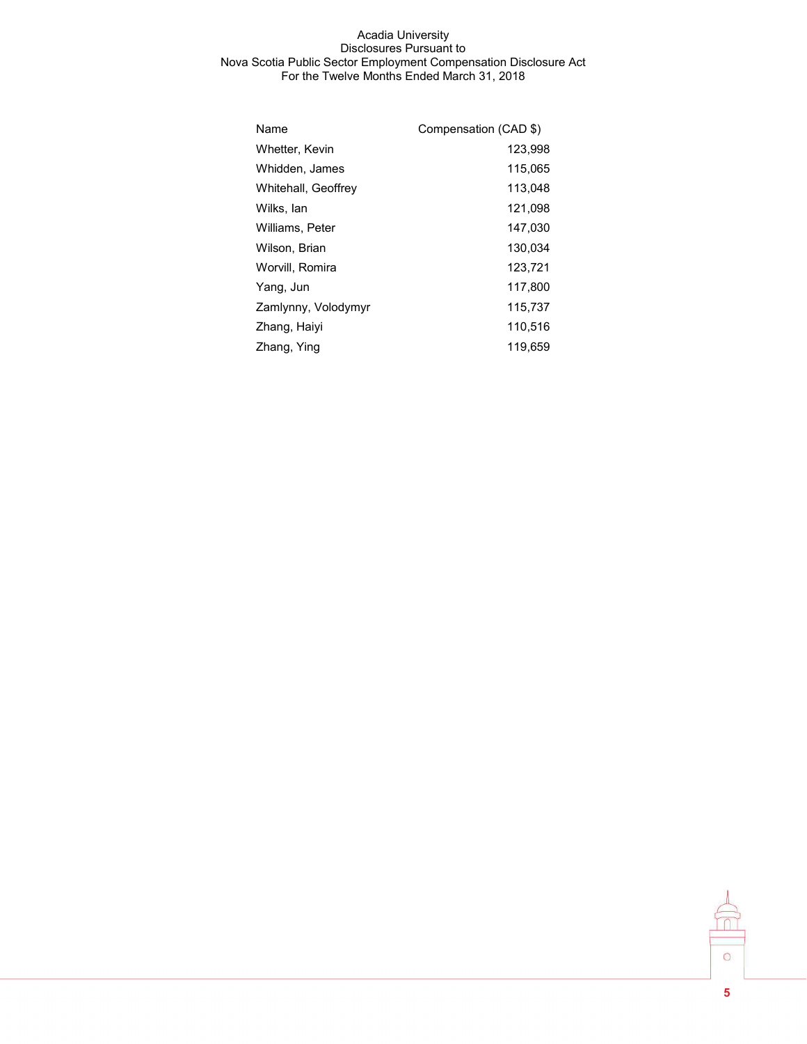Acadia University
Disclosures Pursuant to
Nova Scotia Public Sector Employment Compensation Disclosure Act
For the Twelve Months Ended March 31, 2018

| Name | Compensation (CAD $) |
|---|---|
| Whetter, Kevin | 123,998 |
| Whidden, James | 115,065 |
| Whitehall, Geoffrey | 113,048 |
| Wilks, Ian | 121,098 |
| Williams, Peter | 147,030 |
| Wilson, Brian | 130,034 |
| Worvill, Romira | 123,721 |
| Yang, Jun | 117,800 |
| Zamlynny, Volodymyr | 115,737 |
| Zhang, Haiyi | 110,516 |
| Zhang, Ying | 119,659 |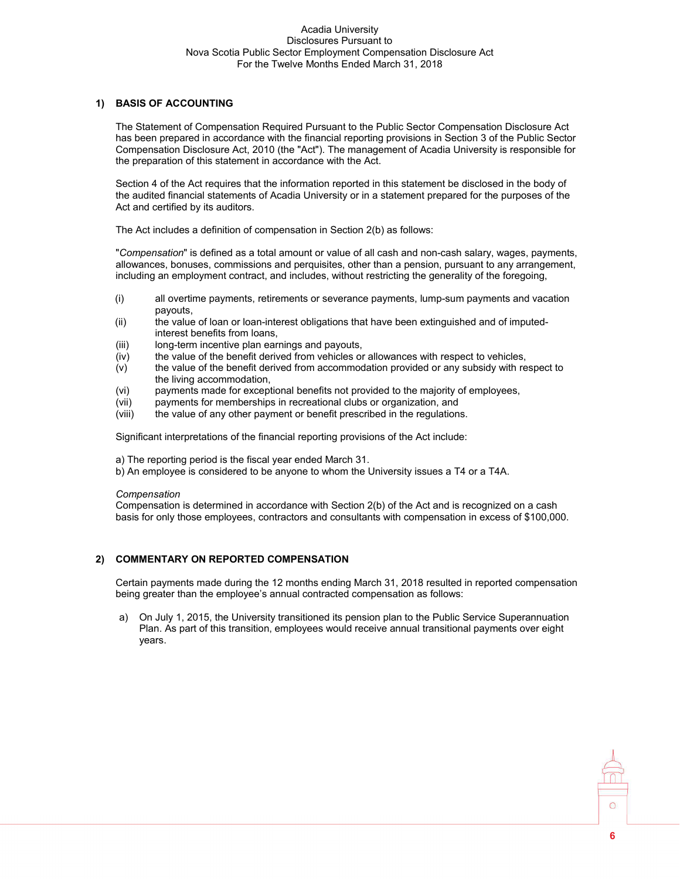Acadia University
Disclosures Pursuant to
Nova Scotia Public Sector Employment Compensation Disclosure Act
For the Twelve Months Ended March 31, 2018

## 1) BASIS OF ACCOUNTING

The Statement of Compensation Required Pursuant to the Public Sector Compensation Disclosure Act has been prepared in accordance with the financial reporting provisions in Section 3 of the Public Sector Compensation Disclosure Act, 2010 (the "Act"). The management of Acadia University is responsible for the preparation of this statement in accordance with the Act.

Section 4 of the Act requires that the information reported in this statement be disclosed in the body of the audited financial statements of Acadia University or in a statement prepared for the purposes of the Act and certified by its auditors.

The Act includes a definition of compensation in Section 2(b) as follows:

"*Compensation*" is defined as a total amount or value of all cash and non-cash salary, wages, payments, allowances, bonuses, commissions and perquisites, other than a pension, pursuant to any arrangement, including an employment contract, and includes, without restricting the generality of the foregoing,

- (i) all overtime payments, retirements or severance payments, lump-sum payments and vacation payouts,
- (ii) the value of loan or loan-interest obligations that have been extinguished and of imputed-interest benefits from loans,
- (iii) long-term incentive plan earnings and payouts,
- (iv) the value of the benefit derived from vehicles or allowances with respect to vehicles,
- (v) the value of the benefit derived from accommodation provided or any subsidy with respect to the living accommodation,
- (vi) payments made for exceptional benefits not provided to the majority of employees,
- (vii) payments for memberships in recreational clubs or organization, and
- (viii) the value of any other payment or benefit prescribed in the regulations.

Significant interpretations of the financial reporting provisions of the Act include:

a) The reporting period is the fiscal year ended March 31.
b) An employee is considered to be anyone to whom the University issues a T4 or a T4A.

*Compensation*
Compensation is determined in accordance with Section 2(b) of the Act and is recognized on a cash basis for only those employees, contractors and consultants with compensation in excess of $100,000.

## 2) COMMENTARY ON REPORTED COMPENSATION

Certain payments made during the 12 months ending March 31, 2018 resulted in reported compensation being greater than the employee's annual contracted compensation as follows:

a) On July 1, 2015, the University transitioned its pension plan to the Public Service Superannuation Plan. As part of this transition, employees would receive annual transitional payments over eight years.